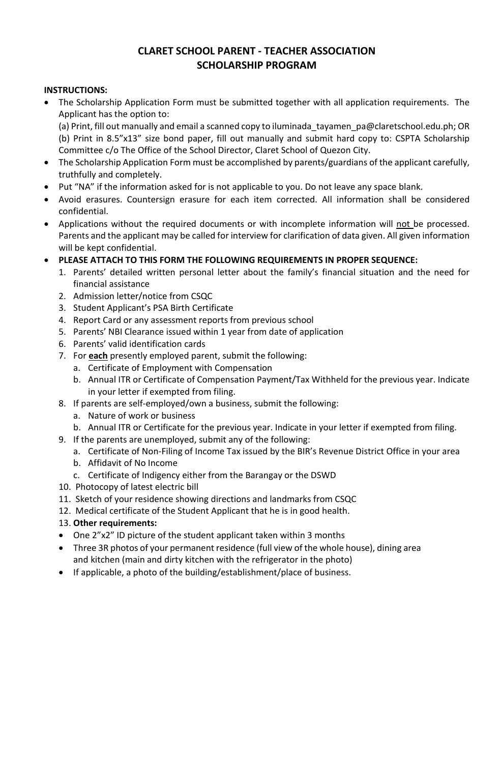# CLARET SCHOOL PARENT - TEACHER ASSOCIATION
## SCHOLARSHIP PROGRAM

**INSTRUCTIONS:**

- The Scholarship Application Form must be submitted together with all application requirements. The Applicant has the option to:
  (a) Print, fill out manually and email a scanned copy to iluminada_tayamen_pa@claretschool.edu.ph; OR
  (b) Print in 8.5"x13" size bond paper, fill out manually and submit hard copy to: CSPTA Scholarship Committee c/o The Office of the School Director, Claret School of Quezon City.
- The Scholarship Application Form must be accomplished by parents/guardians of the applicant carefully, truthfully and completely.
- Put "NA" if the information asked for is not applicable to you. Do not leave any space blank.
- Avoid erasures. Countersign erasure for each item corrected. All information shall be considered confidential.
- Applications without the required documents or with incomplete information will <u>not</u> be processed. Parents and the applicant may be called for interview for clarification of data given. All given information will be kept confidential.
- **PLEASE ATTACH TO THIS FORM THE FOLLOWING REQUIREMENTS IN PROPER SEQUENCE:**
  1. Parents' detailed written personal letter about the family's financial situation and the need for financial assistance
  2. Admission letter/notice from CSQC
  3. Student Applicant's PSA Birth Certificate
  4. Report Card or any assessment reports from previous school
  5. Parents' NBI Clearance issued within 1 year from date of application
  6. Parents' valid identification cards
  7. For **<u>each</u>** presently employed parent, submit the following:
     a. Certificate of Employment with Compensation
     b. Annual ITR or Certificate of Compensation Payment/Tax Withheld for the previous year. Indicate in your letter if exempted from filing.
  8. If parents are self-employed/own a business, submit the following:
     a. Nature of work or business
     b. Annual ITR or Certificate for the previous year. Indicate in your letter if exempted from filing.
  9. If the parents are unemployed, submit any of the following:
     a. Certificate of Non-Filing of Income Tax issued by the BIR's Revenue District Office in your area
     b. Affidavit of No Income
     c. Certificate of Indigency either from the Barangay or the DSWD
  10. Photocopy of latest electric bill
  11. Sketch of your residence showing directions and landmarks from CSQC
  12. Medical certificate of the Student Applicant that he is in good health.
  13. **Other requirements:**
  - One 2"x2" ID picture of the student applicant taken within 3 months
  - Three 3R photos of your permanent residence (full view of the whole house), dining area and kitchen (main and dirty kitchen with the refrigerator in the photo)
  - If applicable, a photo of the building/establishment/place of business.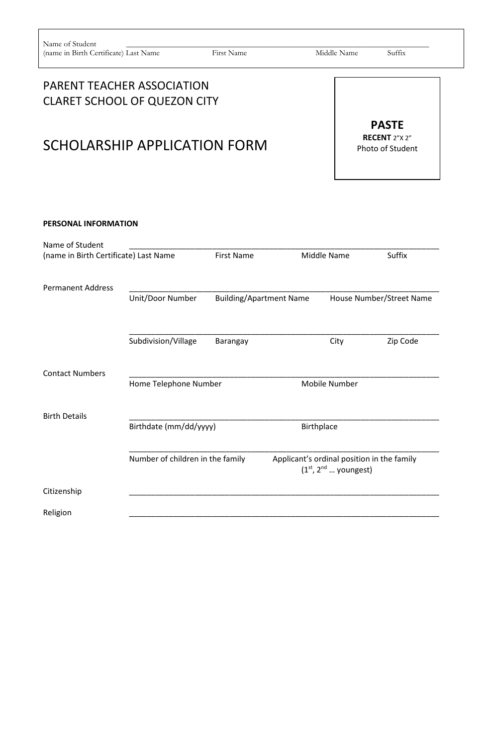Name of Student ______________________________________________________________________
(name in Birth Certificate) Last Name First Name Middle Name Suffix

PARENT TEACHER ASSOCIATION
CLARET SCHOOL OF QUEZON CITY

# SCHOLARSHIP APPLICATION FORM

**PASTE**
**RECENT** 2"X 2"
Photo of Student

**PERSONAL INFORMATION**

Name of Student ______________________________________________________________________
(name in Birth Certificate) Last Name First Name Middle Name Suffix

Permanent Address ______________________________________________________________________
Unit/Door Number Building/Apartment Name House Number/Street Name

______________________________________________________________________
Subdivision/Village Barangay City Zip Code

Contact Numbers ______________________________________________________________________
Home Telephone Number Mobile Number

Birth Details ______________________________________________________________________
Birthdate (mm/dd/yyyy) Birthplace

______________________________________________________________________
Number of children in the family Applicant's ordinal position in the family (1st, 2nd … youngest)

Citizenship ______________________________________________________________________

Religion ______________________________________________________________________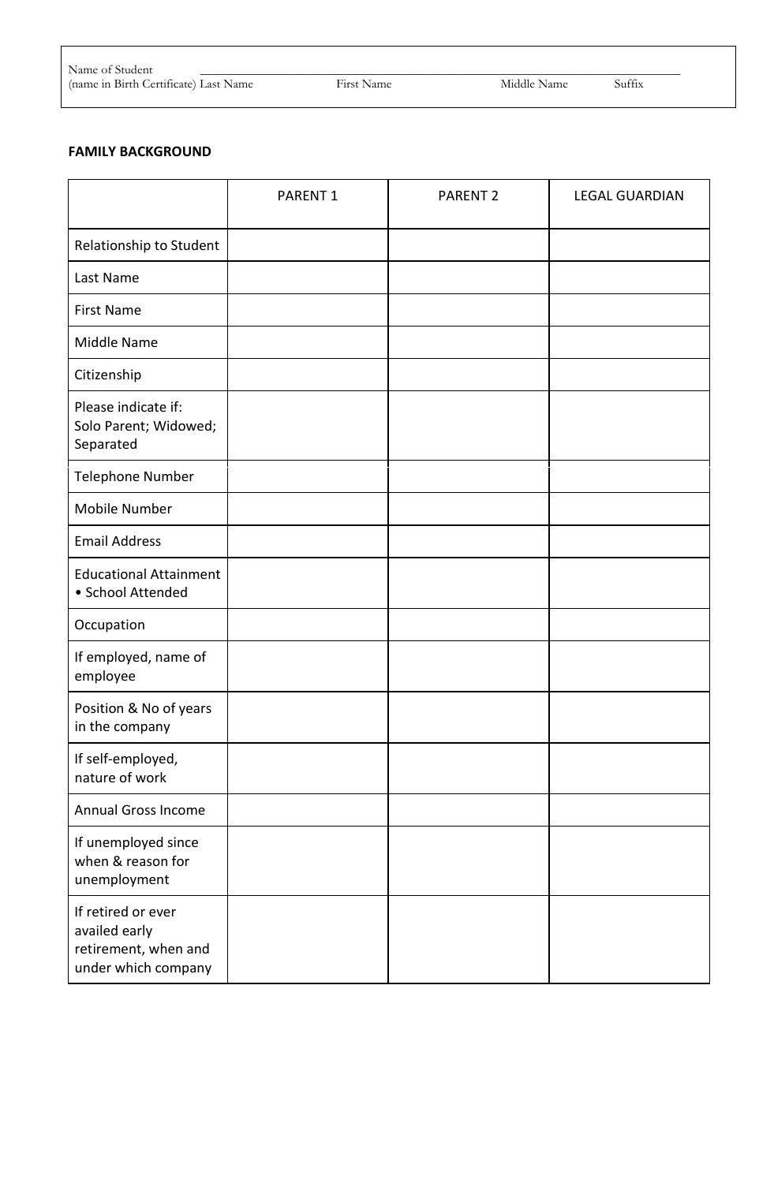Name of Student ____________________________________________________________________________
(name in Birth Certificate) Last Name First Name Middle Name Suffix

**FAMILY BACKGROUND**

| | PARENT 1 | PARENT 2 | LEGAL GUARDIAN |
|---|---|---|---|
| Relationship to Student | | | |
| Last Name | | | |
| First Name | | | |
| Middle Name | | | |
| Citizenship | | | |
| Please indicate if: Solo Parent; Widowed; Separated | | | |
| Telephone Number | | | |
| Mobile Number | | | |
| Email Address | | | |
| Educational Attainment • School Attended | | | |
| Occupation | | | |
| If employed, name of employee | | | |
| Position & No of years in the company | | | |
| If self-employed, nature of work | | | |
| Annual Gross Income | | | |
| If unemployed since when & reason for unemployment | | | |
| If retired or ever availed early retirement, when and under which company | | | |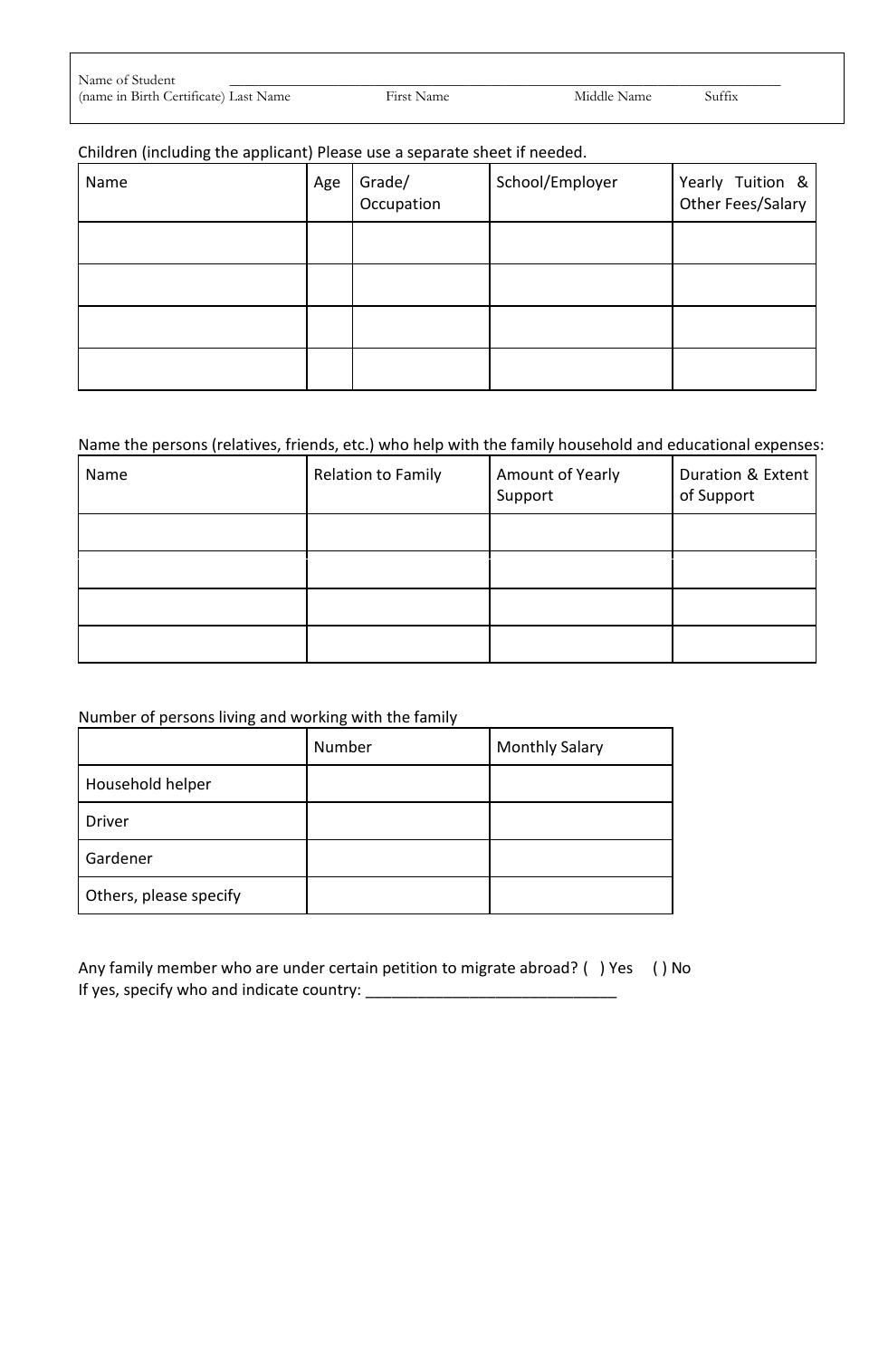Name of Student ________________________________________________________________
(name in Birth Certificate) Last Name First Name Middle Name Suffix

Children (including the applicant) Please use a separate sheet if needed.

| Name | Age | Grade/ Occupation | School/Employer | Yearly Tuition & Other Fees/Salary |
|---|---|---|---|---|
| | | | | |
| | | | | |
| | | | | |
| | | | | |

Name the persons (relatives, friends, etc.) who help with the family household and educational expenses:

| Name | Relation to Family | Amount of Yearly Support | Duration & Extent of Support |
|---|---|---|---|
| | | | |
| | | | |
| | | | |
| | | | |

Number of persons living and working with the family

| | Number | Monthly Salary |
|---|---|---|
| Household helper | | |
| Driver | | |
| Gardener | | |
| Others, please specify | | |

Any family member who are under certain petition to migrate abroad? ( ) Yes ( ) No
If yes, specify who and indicate country: _____________________________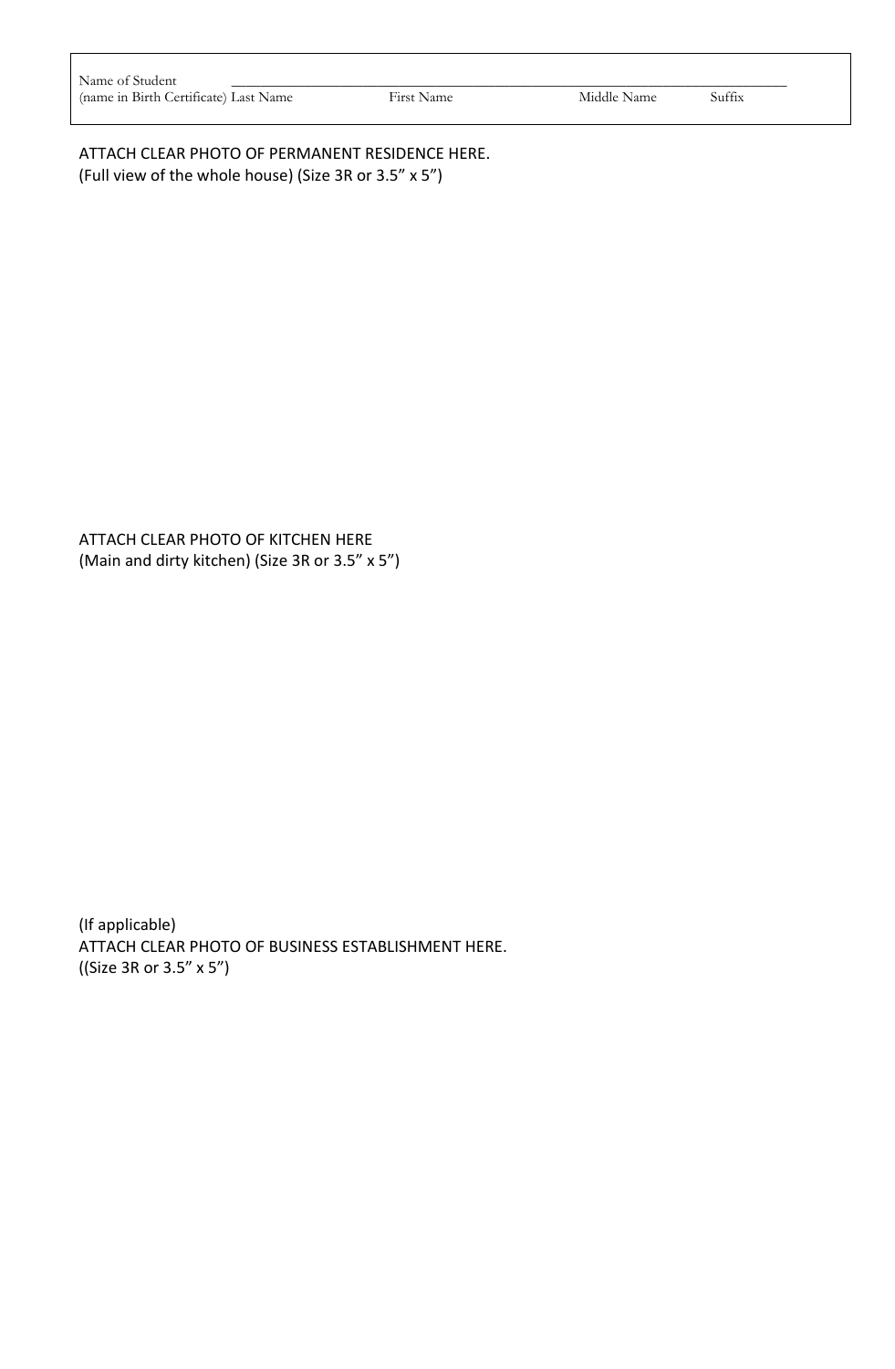| Name of Student (name in Birth Certificate) | Last Name | First Name | Middle Name | Suffix |
|---|---|---|---|---|
| | | | | |

ATTACH CLEAR PHOTO OF PERMANENT RESIDENCE HERE.
(Full view of the whole house) (Size 3R or 3.5” x 5”)

ATTACH CLEAR PHOTO OF KITCHEN HERE
(Main and dirty kitchen) (Size 3R or 3.5” x 5”)

(If applicable)
ATTACH CLEAR PHOTO OF BUSINESS ESTABLISHMENT HERE.
((Size 3R or 3.5” x 5”)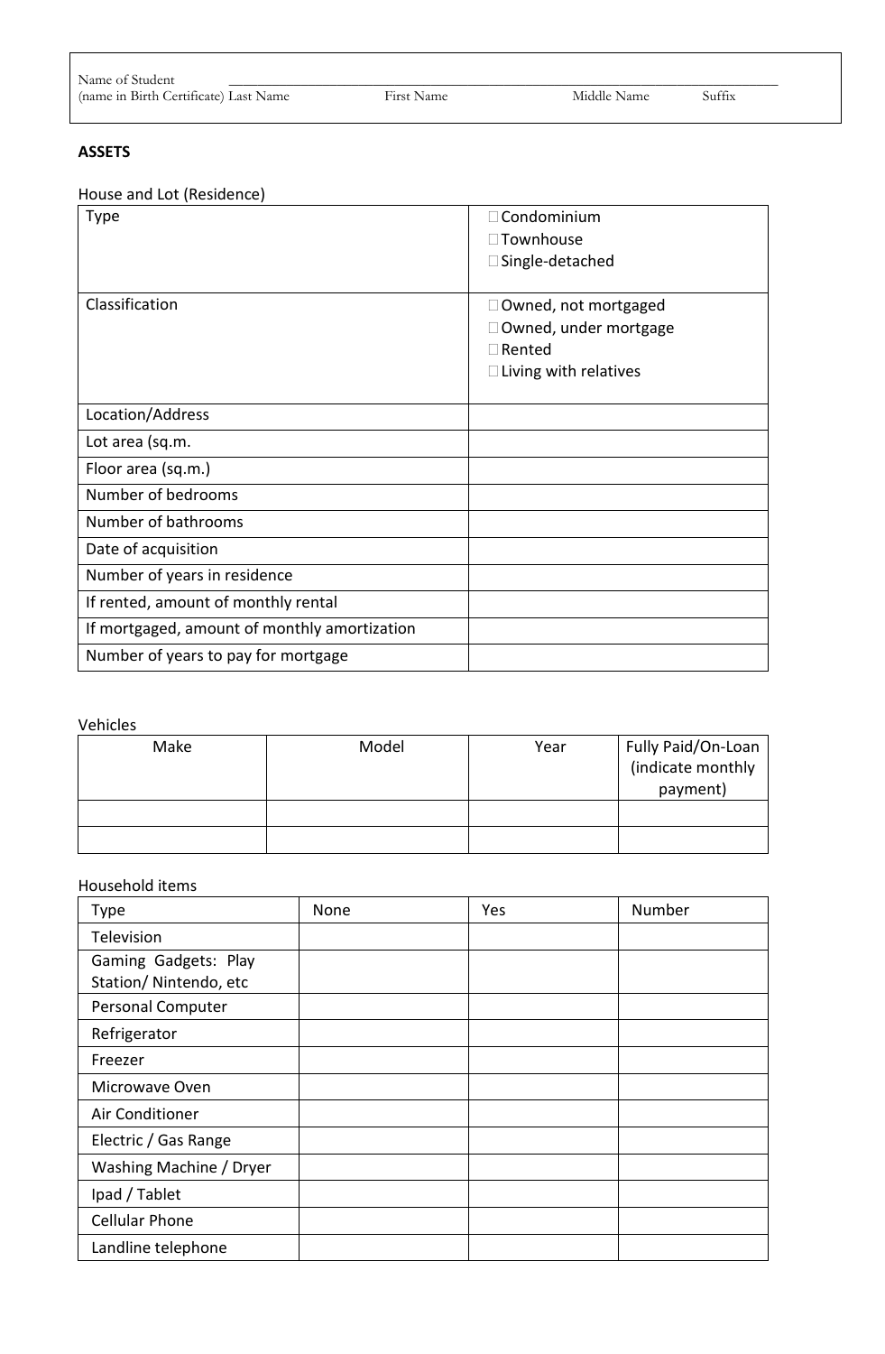Name of Student ____________________________________________
(name in Birth Certificate) Last Name First Name Middle Name Suffix

**ASSETS**

House and Lot (Residence)

| | |
|---|---|
| Type | ☐ Condominium<br>☐ Townhouse<br>☐ Single-detached |
| Classification | ☐ Owned, not mortgaged<br>☐ Owned, under mortgage<br>☐ Rented<br>☐ Living with relatives |
| Location/Address | |
| Lot area (sq.m. | |
| Floor area (sq.m.) | |
| Number of bedrooms | |
| Number of bathrooms | |
| Date of acquisition | |
| Number of years in residence | |
| If rented, amount of monthly rental | |
| If mortgaged, amount of monthly amortization | |
| Number of years to pay for mortgage | |

Vehicles

| Make | Model | Year | Fully Paid/On-Loan (indicate monthly payment) |
|---|---|---|---|
| | | | |
| | | | |

Household items

| Type | None | Yes | Number |
|---|---|---|---|
| Television | | | |
| Gaming Gadgets: Play Station/ Nintendo, etc | | | |
| Personal Computer | | | |
| Refrigerator | | | |
| Freezer | | | |
| Microwave Oven | | | |
| Air Conditioner | | | |
| Electric / Gas Range | | | |
| Washing Machine / Dryer | | | |
| Ipad / Tablet | | | |
| Cellular Phone | | | |
| Landline telephone | | | |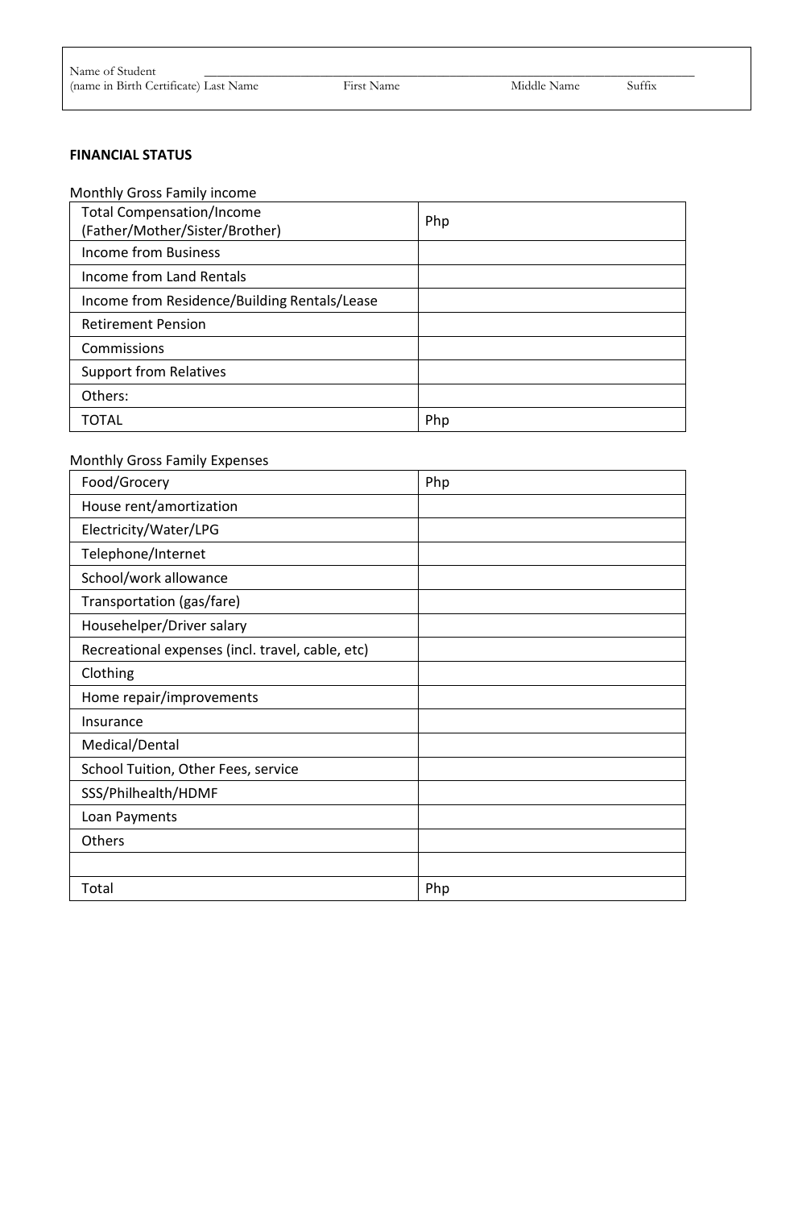Name of Student ______________________________________________

(name in Birth Certificate) Last Name First Name Middle Name Suffix

**FINANCIAL STATUS**

Monthly Gross Family income

| Total Compensation/Income (Father/Mother/Sister/Brother) | Php |
|---|---|
| Income from Business | |
| Income from Land Rentals | |
| Income from Residence/Building Rentals/Lease | |
| Retirement Pension | |
| Commissions | |
| Support from Relatives | |
| Others: | |
| TOTAL | Php |

Monthly Gross Family Expenses

| Food/Grocery | Php |
|---|---|
| House rent/amortization | |
| Electricity/Water/LPG | |
| Telephone/Internet | |
| School/work allowance | |
| Transportation (gas/fare) | |
| Househelper/Driver salary | |
| Recreational expenses (incl. travel, cable, etc) | |
| Clothing | |
| Home repair/improvements | |
| Insurance | |
| Medical/Dental | |
| School Tuition, Other Fees, service | |
| SSS/Philhealth/HDMF | |
| Loan Payments | |
| Others | |
| | |
| Total | Php |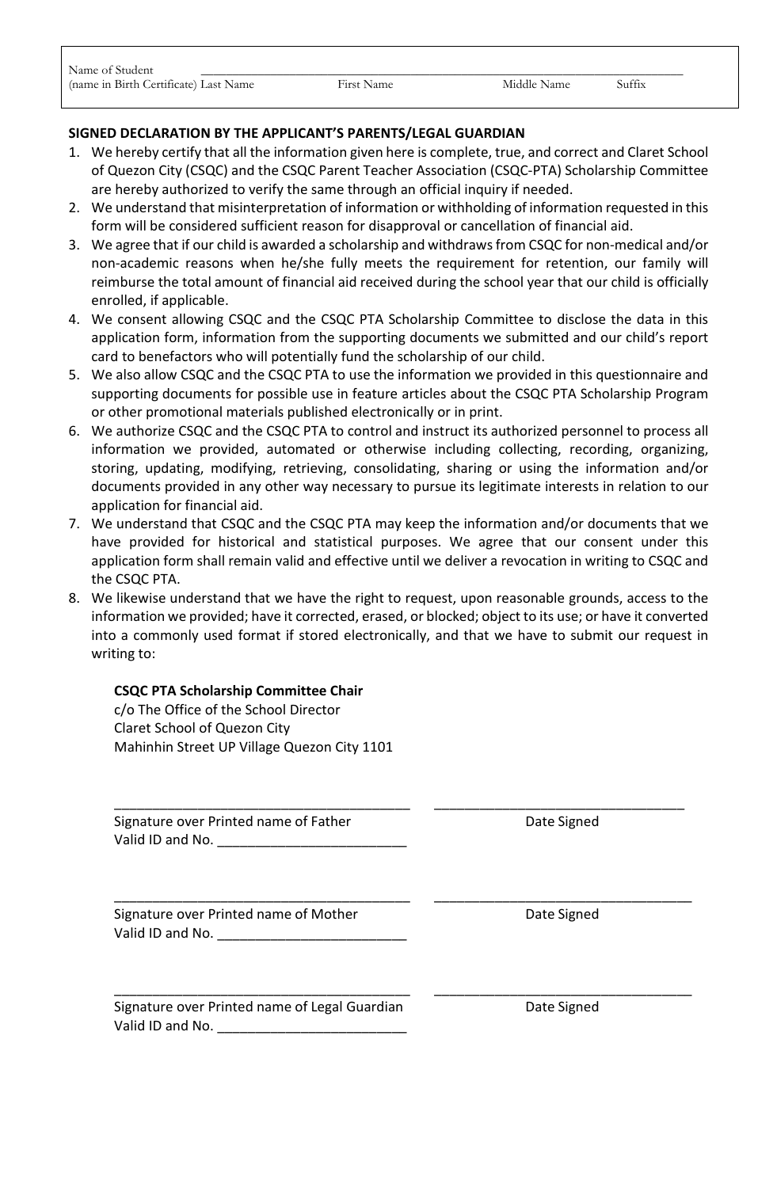| | | | | |
|---|---|---|---|---|
| Name of Student (name in Birth Certificate) | Last Name | First Name | Middle Name | Suffix |

**SIGNED DECLARATION BY THE APPLICANT'S PARENTS/LEGAL GUARDIAN**

1. We hereby certify that all the information given here is complete, true, and correct and Claret School of Quezon City (CSQC) and the CSQC Parent Teacher Association (CSQC-PTA) Scholarship Committee are hereby authorized to verify the same through an official inquiry if needed.
2. We understand that misinterpretation of information or withholding of information requested in this form will be considered sufficient reason for disapproval or cancellation of financial aid.
3. We agree that if our child is awarded a scholarship and withdraws from CSQC for non-medical and/or non-academic reasons when he/she fully meets the requirement for retention, our family will reimburse the total amount of financial aid received during the school year that our child is officially enrolled, if applicable.
4. We consent allowing CSQC and the CSQC PTA Scholarship Committee to disclose the data in this application form, information from the supporting documents we submitted and our child's report card to benefactors who will potentially fund the scholarship of our child.
5. We also allow CSQC and the CSQC PTA to use the information we provided in this questionnaire and supporting documents for possible use in feature articles about the CSQC PTA Scholarship Program or other promotional materials published electronically or in print.
6. We authorize CSQC and the CSQC PTA to control and instruct its authorized personnel to process all information we provided, automated or otherwise including collecting, recording, organizing, storing, updating, modifying, retrieving, consolidating, sharing or using the information and/or documents provided in any other way necessary to pursue its legitimate interests in relation to our application for financial aid.
7. We understand that CSQC and the CSQC PTA may keep the information and/or documents that we have provided for historical and statistical purposes. We agree that our consent under this application form shall remain valid and effective until we deliver a revocation in writing to CSQC and the CSQC PTA.
8. We likewise understand that we have the right to request, upon reasonable grounds, access to the information we provided; have it corrected, erased, or blocked; object to its use; or have it converted into a commonly used format if stored electronically, and that we have to submit our request in writing to:

   **CSQC PTA Scholarship Committee Chair**
   c/o The Office of the School Director
   Claret School of Quezon City
   Mahinhin Street UP Village Quezon City 1101

\_\_\_\_\_\_\_\_\_\_\_\_\_\_\_\_\_\_\_\_\_\_\_\_\_\_\_\_\_\_\_\_\_\_\_\_\_\_\_ \_\_\_\_\_\_\_\_\_\_\_\_\_\_\_\_\_\_\_\_\_\_\_\_\_\_\_\_\_\_\_\_\_
Signature over Printed name of Father Date Signed
Valid ID and No. \_\_\_\_\_\_\_\_\_\_\_\_\_\_\_\_\_\_\_\_\_\_\_\_\_

\_\_\_\_\_\_\_\_\_\_\_\_\_\_\_\_\_\_\_\_\_\_\_\_\_\_\_\_\_\_\_\_\_\_\_\_\_\_\_ \_\_\_\_\_\_\_\_\_\_\_\_\_\_\_\_\_\_\_\_\_\_\_\_\_\_\_\_\_\_\_\_\_
Signature over Printed name of Mother Date Signed
Valid ID and No. \_\_\_\_\_\_\_\_\_\_\_\_\_\_\_\_\_\_\_\_\_\_\_\_\_

\_\_\_\_\_\_\_\_\_\_\_\_\_\_\_\_\_\_\_\_\_\_\_\_\_\_\_\_\_\_\_\_\_\_\_\_\_\_\_ \_\_\_\_\_\_\_\_\_\_\_\_\_\_\_\_\_\_\_\_\_\_\_\_\_\_\_\_\_\_\_\_\_
Signature over Printed name of Legal Guardian Date Signed
Valid ID and No. \_\_\_\_\_\_\_\_\_\_\_\_\_\_\_\_\_\_\_\_\_\_\_\_\_